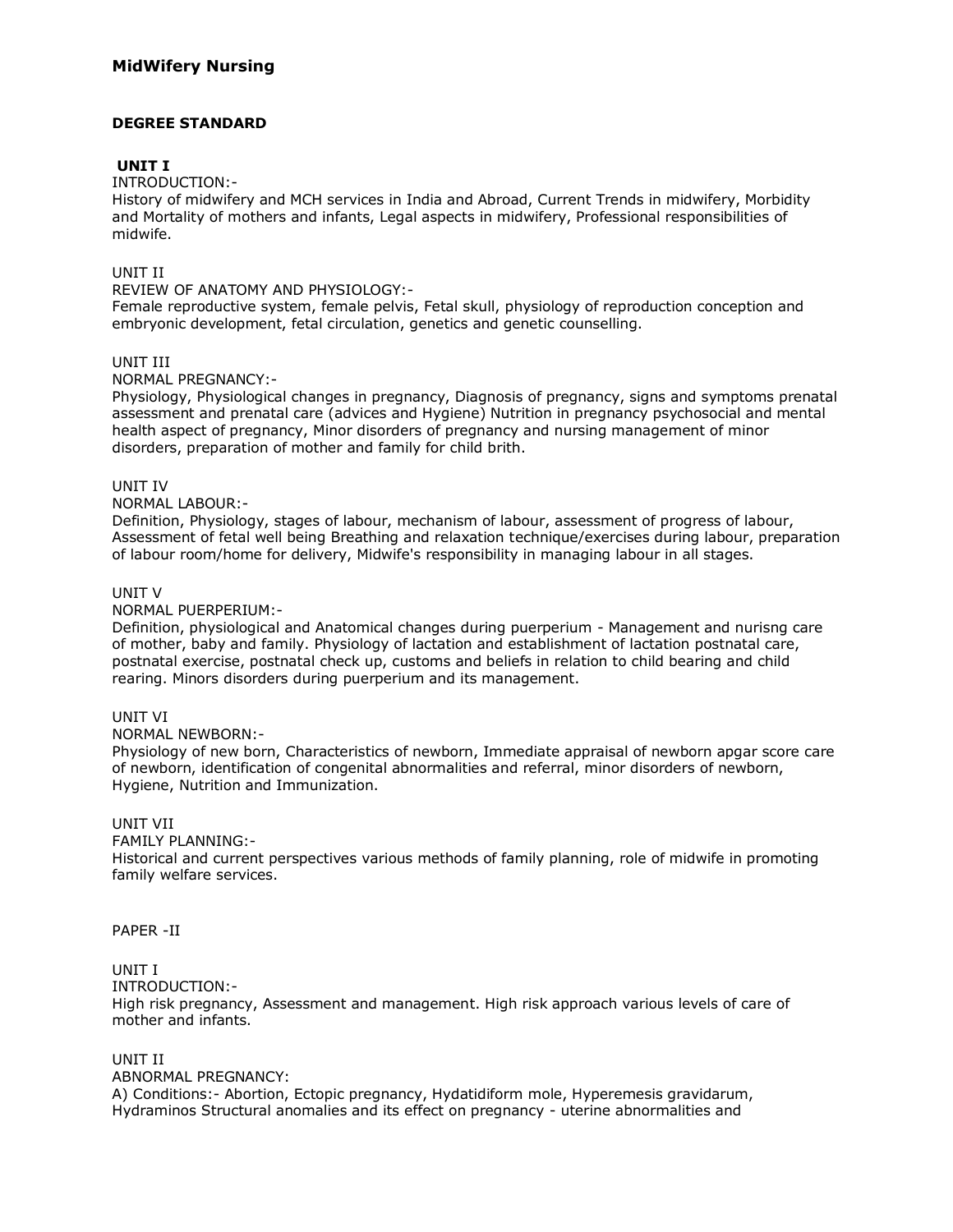# MidWifery Nursing

## DEGREE STANDARD

### UNIT I

INTRODUCTION:-

History of midwifery and MCH services in India and Abroad, Current Trends in midwifery, Morbidity and Mortality of mothers and infants, Legal aspects in midwifery, Professional responsibilities of midwife.

### UNIT II

REVIEW OF ANATOMY AND PHYSIOLOGY:-

Female reproductive system, female pelvis, Fetal skull, physiology of reproduction conception and embryonic development, fetal circulation, genetics and genetic counselling.

### UNIT III

NORMAL PREGNANCY:-

Physiology, Physiological changes in pregnancy, Diagnosis of pregnancy, signs and symptoms prenatal assessment and prenatal care (advices and Hygiene) Nutrition in pregnancy psychosocial and mental health aspect of pregnancy, Minor disorders of pregnancy and nursing management of minor disorders, preparation of mother and family for child brith.

### UNIT IV

NORMAL LABOUR:-

Definition, Physiology, stages of labour, mechanism of labour, assessment of progress of labour, Assessment of fetal well being Breathing and relaxation technique/exercises during labour, preparation of labour room/home for delivery, Midwife's responsibility in managing labour in all stages.

### UNIT V

NORMAL PUERPERIUM:-

Definition, physiological and Anatomical changes during puerperium - Management and nurisng care of mother, baby and family. Physiology of lactation and establishment of lactation postnatal care, postnatal exercise, postnatal check up, customs and beliefs in relation to child bearing and child rearing. Minors disorders during puerperium and its management.

### UNIT VI

NORMAL NEWBORN:-

Physiology of new born, Characteristics of newborn, Immediate appraisal of newborn apgar score care of newborn, identification of congenital abnormalities and referral, minor disorders of newborn, Hygiene, Nutrition and Immunization.

### UNIT VII

FAMILY PLANNING:-

Historical and current perspectives various methods of family planning, role of midwife in promoting family welfare services.

## PAPER -II

### UNIT I

INTRODUCTION:-

High risk pregnancy, Assessment and management. High risk approach various levels of care of mother and infants.

### UNIT II

ABNORMAL PREGNANCY:

A) Conditions:- Abortion, Ectopic pregnancy, Hydatidiform mole, Hyperemesis gravidarum, Hydraminos Structural anomalies and its effect on pregnancy - uterine abnormalities and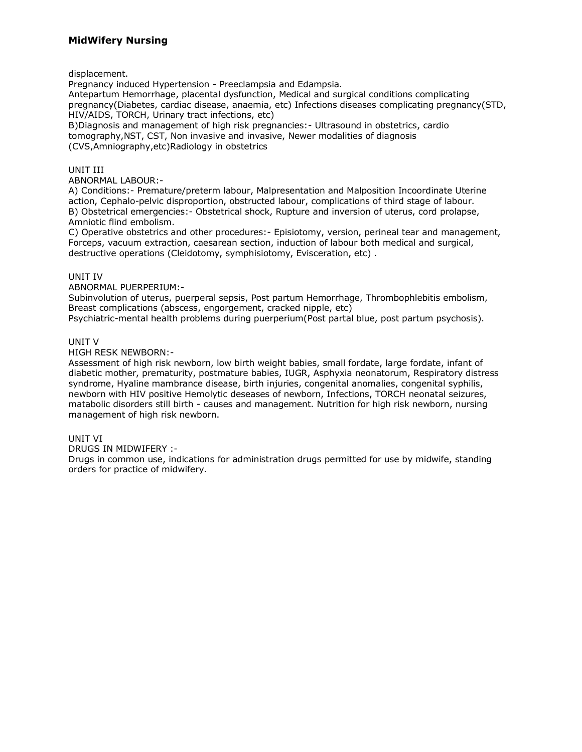displacement.
Pregnancy induced Hypertension - Preeclampsia and Edampsia.
Antepartum Hemorrhage, placental dysfunction, Medical and surgical conditions complicating pregnancy(Diabetes, cardiac disease, anaemia, etc) Infections diseases complicating pregnancy(STD, HIV/AIDS, TORCH, Urinary tract infections, etc)
B)Diagnosis and management of high risk pregnancies:- Ultrasound in obstetrics, cardio tomography,NST, CST, Non invasive and invasive, Newer modalities of diagnosis (CVS,Amniography,etc)Radiology in obstetrics

UNIT III
ABNORMAL LABOUR:-
A) Conditions:- Premature/preterm labour, Malpresentation and Malposition Incoordinate Uterine action, Cephalo-pelvic disproportion, obstructed labour, complications of third stage of labour.
B) Obstetrical emergencies:- Obstetrical shock, Rupture and inversion of uterus, cord prolapse, Amniotic flind embolism.
C) Operative obstetrics and other procedures:- Episiotomy, version, perineal tear and management, Forceps, vacuum extraction, caesarean section, induction of labour both medical and surgical, destructive operations (Cleidotomy, symphisiotomy, Evisceration, etc) .

UNIT IV
ABNORMAL PUERPERIUM:-
Subinvolution of uterus, puerperal sepsis, Post partum Hemorrhage, Thrombophlebitis embolism, Breast complications (abscess, engorgement, cracked nipple, etc)
Psychiatric-mental health problems during puerperium(Post partal blue, post partum psychosis).

UNIT V
HIGH RESK NEWBORN:-
Assessment of high risk newborn, low birth weight babies, small fordate, large fordate, infant of diabetic mother, prematurity, postmature babies, IUGR, Asphyxia neonatorum, Respiratory distress syndrome, Hyaline mambrance disease, birth injuries, congenital anomalies, congenital syphilis, newborn with HIV positive Hemolytic deseases of newborn, Infections, TORCH neonatal seizures, matabolic disorders still birth - causes and management. Nutrition for high risk newborn, nursing management of high risk newborn.

UNIT VI
DRUGS IN MIDWIFERY :-
Drugs in common use, indications for administration drugs permitted for use by midwife, standing orders for practice of midwifery.